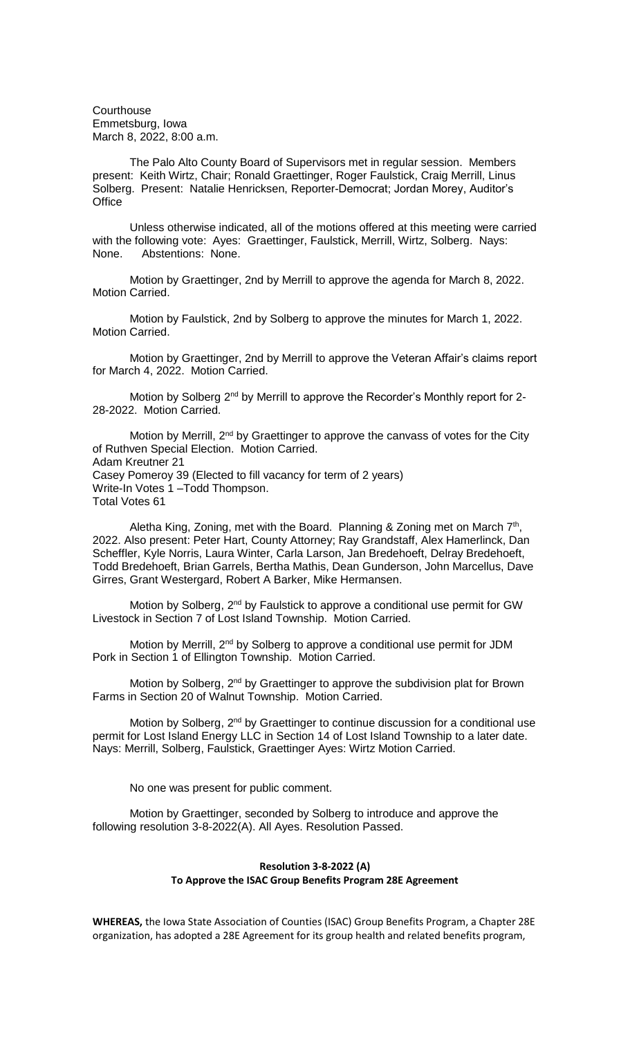Courthouse
Emmetsburg, Iowa
March 8, 2022, 8:00 a.m.

The Palo Alto County Board of Supervisors met in regular session. Members present: Keith Wirtz, Chair; Ronald Graettinger, Roger Faulstick, Craig Merrill, Linus Solberg. Present: Natalie Henricksen, Reporter-Democrat; Jordan Morey, Auditor's Office

Unless otherwise indicated, all of the motions offered at this meeting were carried with the following vote: Ayes: Graettinger, Faulstick, Merrill, Wirtz, Solberg. Nays: None. Abstentions: None.

Motion by Graettinger, 2nd by Merrill to approve the agenda for March 8, 2022. Motion Carried.

Motion by Faulstick, 2nd by Solberg to approve the minutes for March 1, 2022. Motion Carried.

Motion by Graettinger, 2nd by Merrill to approve the Veteran Affair's claims report for March 4, 2022. Motion Carried.

Motion by Solberg 2nd by Merrill to approve the Recorder's Monthly report for 2-28-2022. Motion Carried.

Motion by Merrill, 2nd by Graettinger to approve the canvass of votes for the City of Ruthven Special Election. Motion Carried.
Adam Kreutner 21
Casey Pomeroy 39 (Elected to fill vacancy for term of 2 years)
Write-In Votes 1 –Todd Thompson.
Total Votes 61

Aletha King, Zoning, met with the Board. Planning & Zoning met on March 7th, 2022. Also present: Peter Hart, County Attorney; Ray Grandstaff, Alex Hamerlinck, Dan Scheffler, Kyle Norris, Laura Winter, Carla Larson, Jan Bredehoeft, Delray Bredehoeft, Todd Bredehoeft, Brian Garrels, Bertha Mathis, Dean Gunderson, John Marcellus, Dave Girres, Grant Westergard, Robert A Barker, Mike Hermansen.

Motion by Solberg, 2nd by Faulstick to approve a conditional use permit for GW Livestock in Section 7 of Lost Island Township. Motion Carried.

Motion by Merrill, 2nd by Solberg to approve a conditional use permit for JDM Pork in Section 1 of Ellington Township. Motion Carried.

Motion by Solberg, 2nd by Graettinger to approve the subdivision plat for Brown Farms in Section 20 of Walnut Township. Motion Carried.

Motion by Solberg, 2nd by Graettinger to continue discussion for a conditional use permit for Lost Island Energy LLC in Section 14 of Lost Island Township to a later date. Nays: Merrill, Solberg, Faulstick, Graettinger Ayes: Wirtz Motion Carried.

No one was present for public comment.

Motion by Graettinger, seconded by Solberg to introduce and approve the following resolution 3-8-2022(A). All Ayes. Resolution Passed.

**Resolution 3-8-2022 (A)**
**To Approve the ISAC Group Benefits Program 28E Agreement**

**WHEREAS,** the Iowa State Association of Counties (ISAC) Group Benefits Program, a Chapter 28E organization, has adopted a 28E Agreement for its group health and related benefits program,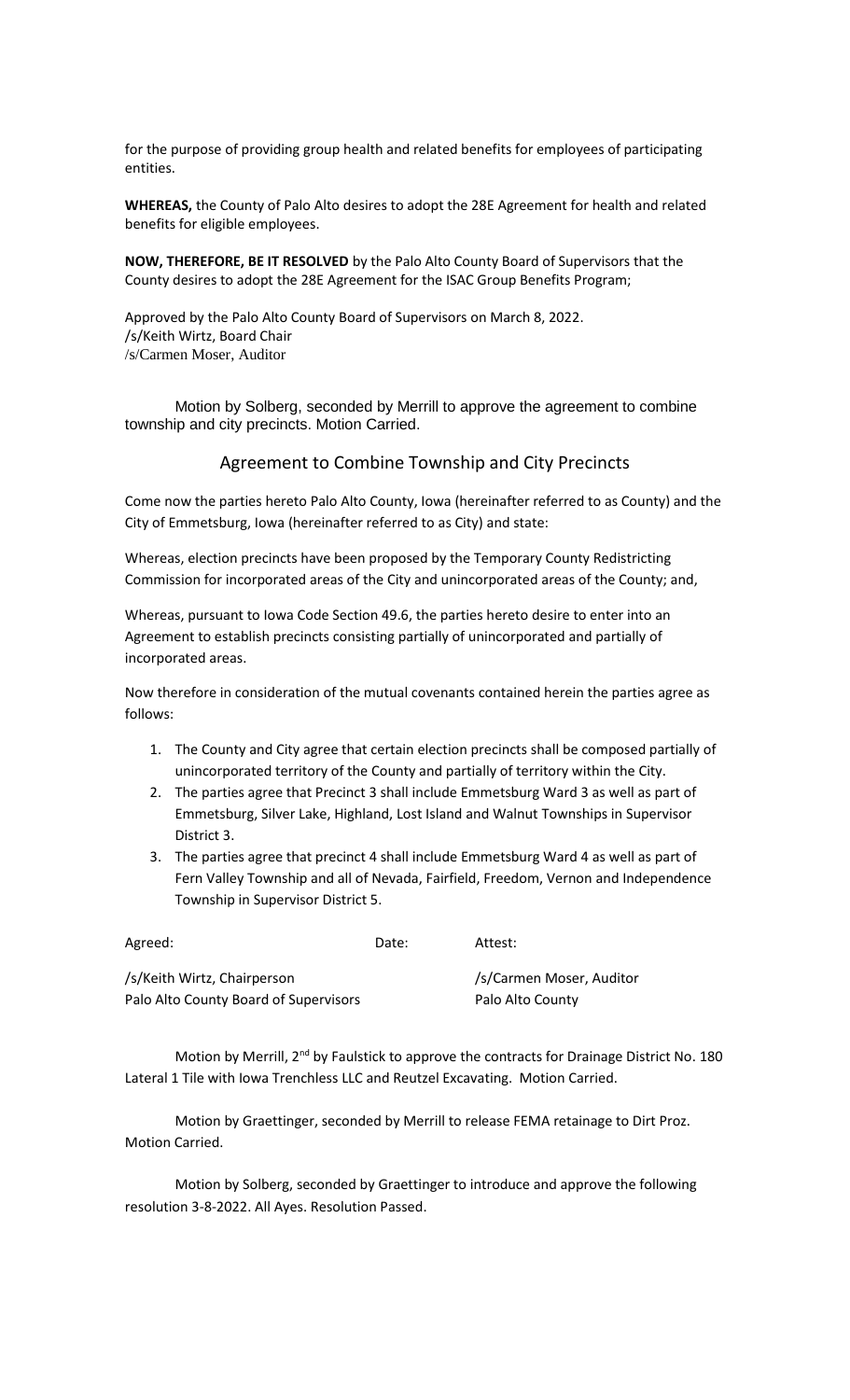for the purpose of providing group health and related benefits for employees of participating entities.

**WHEREAS,** the County of Palo Alto desires to adopt the 28E Agreement for health and related benefits for eligible employees.

**NOW, THEREFORE, BE IT RESOLVED** by the Palo Alto County Board of Supervisors that the County desires to adopt the 28E Agreement for the ISAC Group Benefits Program;

Approved by the Palo Alto County Board of Supervisors on March 8, 2022.
/s/Keith Wirtz, Board Chair
/s/Carmen Moser, Auditor

Motion by Solberg, seconded by Merrill to approve the agreement to combine township and city precincts. Motion Carried.

## Agreement to Combine Township and City Precincts

Come now the parties hereto Palo Alto County, Iowa (hereinafter referred to as County) and the City of Emmetsburg, Iowa (hereinafter referred to as City) and state:

Whereas, election precincts have been proposed by the Temporary County Redistricting Commission for incorporated areas of the City and unincorporated areas of the County; and,

Whereas, pursuant to Iowa Code Section 49.6, the parties hereto desire to enter into an Agreement to establish precincts consisting partially of unincorporated and partially of incorporated areas.

Now therefore in consideration of the mutual covenants contained herein the parties agree as follows:

1. The County and City agree that certain election precincts shall be composed partially of unincorporated territory of the County and partially of territory within the City.
2. The parties agree that Precinct 3 shall include Emmetsburg Ward 3 as well as part of Emmetsburg, Silver Lake, Highland, Lost Island and Walnut Townships in Supervisor District 3.
3. The parties agree that precinct 4 shall include Emmetsburg Ward 4 as well as part of Fern Valley Township and all of Nevada, Fairfield, Freedom, Vernon and Independence Township in Supervisor District 5.

| Agreed: | Date: | Attest: |
|---|---|---|
| /s/Keith Wirtz, Chairperson<br>Palo Alto County Board of Supervisors | | /s/Carmen Moser, Auditor<br>Palo Alto County |

Motion by Merrill, 2nd by Faulstick to approve the contracts for Drainage District No. 180 Lateral 1 Tile with Iowa Trenchless LLC and Reutzel Excavating. Motion Carried.

Motion by Graettinger, seconded by Merrill to release FEMA retainage to Dirt Proz. Motion Carried.

Motion by Solberg, seconded by Graettinger to introduce and approve the following resolution 3-8-2022. All Ayes. Resolution Passed.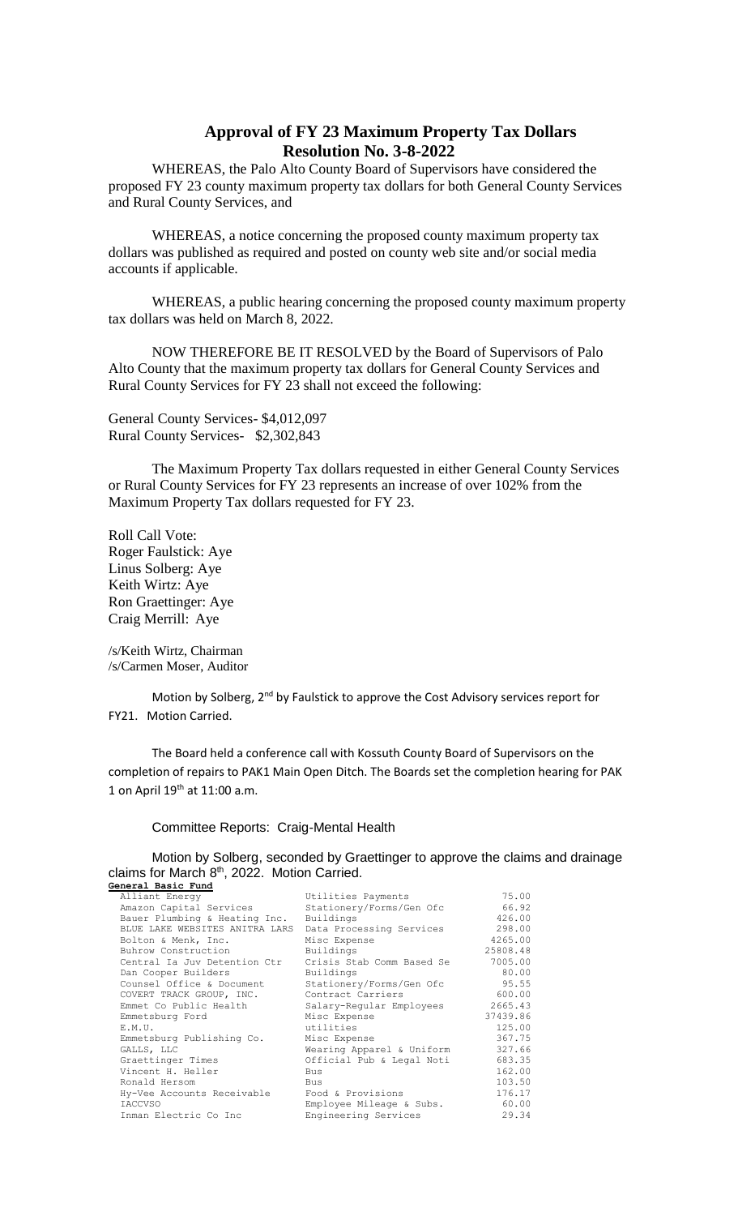# Approval of FY 23 Maximum Property Tax Dollars
## Resolution No. 3-8-2022

WHEREAS, the Palo Alto County Board of Supervisors have considered the proposed FY 23 county maximum property tax dollars for both General County Services and Rural County Services, and

WHEREAS, a notice concerning the proposed county maximum property tax dollars was published as required and posted on county web site and/or social media accounts if applicable.

WHEREAS, a public hearing concerning the proposed county maximum property tax dollars was held on March 8, 2022.

NOW THEREFORE BE IT RESOLVED by the Board of Supervisors of Palo Alto County that the maximum property tax dollars for General County Services and Rural County Services for FY 23 shall not exceed the following:

General County Services- $4,012,097
Rural County Services- $2,302,843

The Maximum Property Tax dollars requested in either General County Services or Rural County Services for FY 23 represents an increase of over 102% from the Maximum Property Tax dollars requested for FY 23.

Roll Call Vote:
Roger Faulstick: Aye
Linus Solberg: Aye
Keith Wirtz: Aye
Ron Graettinger: Aye
Craig Merrill: Aye

/s/Keith Wirtz, Chairman
/s/Carmen Moser, Auditor

Motion by Solberg, 2nd by Faulstick to approve the Cost Advisory services report for FY21. Motion Carried.

The Board held a conference call with Kossuth County Board of Supervisors on the completion of repairs to PAK1 Main Open Ditch. The Boards set the completion hearing for PAK 1 on April 19th at 11:00 a.m.

Committee Reports: Craig-Mental Health

Motion by Solberg, seconded by Graettinger to approve the claims and drainage claims for March 8th, 2022. Motion Carried.

**General Basic Fund**

| Vendor | Description | Amount |
|---|---|---|
| Alliant Energy | Utilities Payments | 75.00 |
| Amazon Capital Services | Stationery/Forms/Gen Ofc | 66.92 |
| Bauer Plumbing & Heating Inc. | Buildings | 426.00 |
| BLUE LAKE WEBSITES ANITRA LARS | Data Processing Services | 298.00 |
| Bolton & Menk, Inc. | Misc Expense | 4265.00 |
| Buhrow Construction | Buildings | 25808.48 |
| Central Ia Juv Detention Ctr | Crisis Stab Comm Based Se | 7005.00 |
| Dan Cooper Builders | Buildings | 80.00 |
| Counsel Office & Document | Stationery/Forms/Gen Ofc | 95.55 |
| COVERT TRACK GROUP, INC. | Contract Carriers | 600.00 |
| Emmet Co Public Health | Salary-Regular Employees | 2665.43 |
| Emmetsburg Ford | Misc Expense | 37439.86 |
| E.M.U. | utilities | 125.00 |
| Emmetsburg Publishing Co. | Misc Expense | 367.75 |
| GALLS, LLC | Wearing Apparel & Uniform | 327.66 |
| Graettinger Times | Official Pub & Legal Noti | 683.35 |
| Vincent H. Heller | Bus | 162.00 |
| Ronald Hersom | Bus | 103.50 |
| Hy-Vee Accounts Receivable | Food & Provisions | 176.17 |
| IACCVSO | Employee Mileage & Subs. | 60.00 |
| Inman Electric Co Inc | Engineering Services | 29.34 |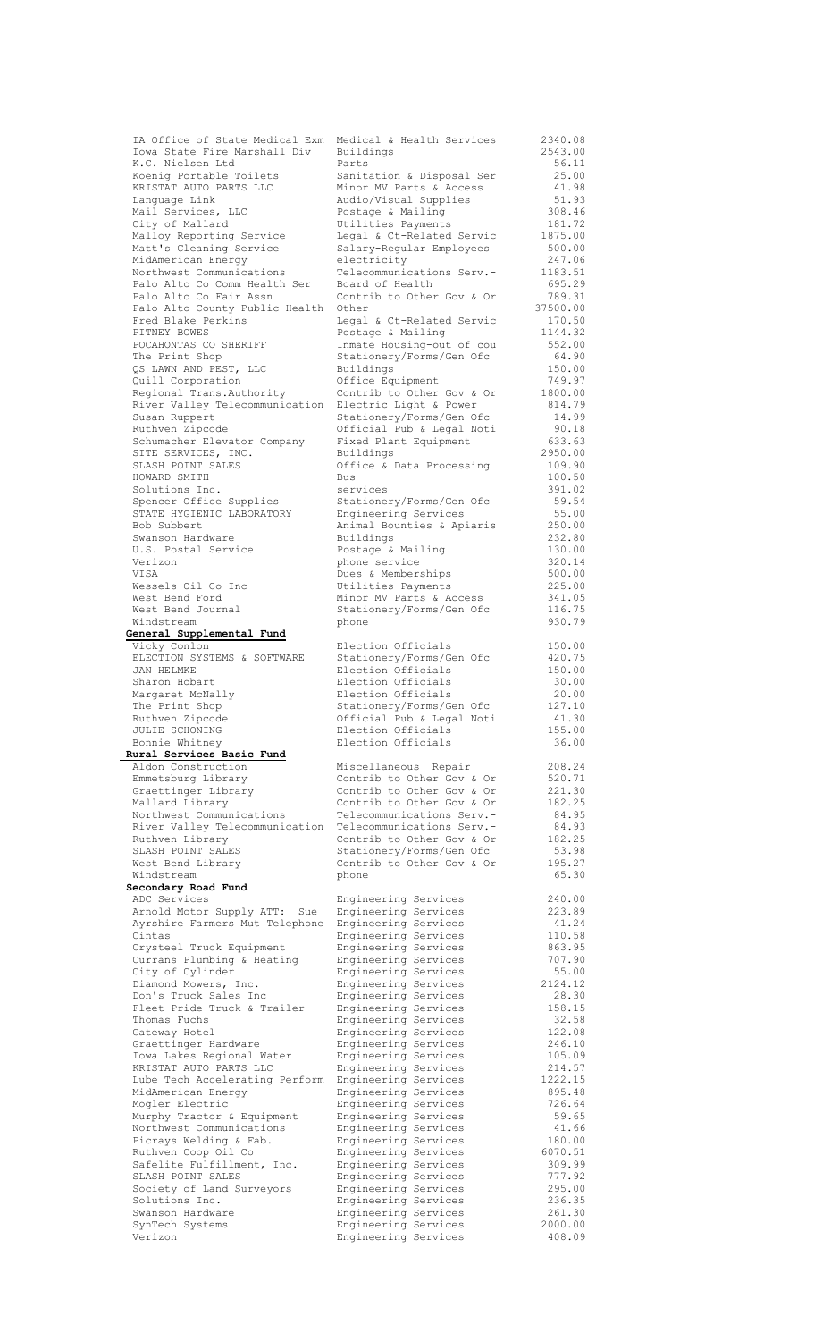| | | |
|---|---|---|
| IA Office of State Medical Exm | Medical & Health Services | 2340.08 |
| Iowa State Fire Marshall Div | Buildings | 2543.00 |
| K.C. Nielsen Ltd | Parts | 56.11 |
| Koenig Portable Toilets | Sanitation & Disposal Ser | 25.00 |
| KRISTAT AUTO PARTS LLC | Minor MV Parts & Access | 41.98 |
| Language Link | Audio/Visual Supplies | 51.93 |
| Mail Services, LLC | Postage & Mailing | 308.46 |
| City of Mallard | Utilities Payments | 181.72 |
| Malloy Reporting Service | Legal & Ct-Related Servic | 1875.00 |
| Matt's Cleaning Service | Salary-Regular Employees | 500.00 |
| MidAmerican Energy | electricity | 247.06 |
| Northwest Communications | Telecommunications Serv.- | 1183.51 |
| Palo Alto Co Comm Health Ser | Board of Health | 695.29 |
| Palo Alto Co Fair Assn | Contrib to Other Gov & Or | 789.31 |
| Palo Alto County Public Health | Other | 37500.00 |
| Fred Blake Perkins | Legal & Ct-Related Servic | 170.50 |
| PITNEY BOWES | Postage & Mailing | 1144.32 |
| POCAHONTAS CO SHERIFF | Inmate Housing-out of cou | 552.00 |
| The Print Shop | Stationery/Forms/Gen Ofc | 64.90 |
| QS LAWN AND PEST, LLC | Buildings | 150.00 |
| Quill Corporation | Office Equipment | 749.97 |
| Regional Trans.Authority | Contrib to Other Gov & Or | 1800.00 |
| River Valley Telecommunication | Electric Light & Power | 814.79 |
| Susan Ruppert | Stationery/Forms/Gen Ofc | 14.99 |
| Ruthven Zipcode | Official Pub & Legal Noti | 90.18 |
| Schumacher Elevator Company | Fixed Plant Equipment | 633.63 |
| SITE SERVICES, INC. | Buildings | 2950.00 |
| SLASH POINT SALES | Office & Data Processing | 109.90 |
| HOWARD SMITH | Bus | 100.50 |
| Solutions Inc. | services | 391.02 |
| Spencer Office Supplies | Stationery/Forms/Gen Ofc | 59.54 |
| STATE HYGIENIC LABORATORY | Engineering Services | 55.00 |
| Bob Subbert | Animal Bounties & Apiaris | 250.00 |
| Swanson Hardware | Buildings | 232.80 |
| U.S. Postal Service | Postage & Mailing | 130.00 |
| Verizon | phone service | 320.14 |
| VISA | Dues & Memberships | 500.00 |
| Wessels Oil Co Inc | Utilities Payments | 225.00 |
| West Bend Ford | Minor MV Parts & Access | 341.05 |
| West Bend Journal | Stationery/Forms/Gen Ofc | 116.75 |
| Windstream | phone | 930.79 |
| **General Supplemental Fund** | | |
| Vicky Conlon | Election Officials | 150.00 |
| ELECTION SYSTEMS & SOFTWARE | Stationery/Forms/Gen Ofc | 420.75 |
| JAN HELMKE | Election Officials | 150.00 |
| Sharon Hobart | Election Officials | 30.00 |
| Margaret McNally | Election Officials | 20.00 |
| The Print Shop | Stationery/Forms/Gen Ofc | 127.10 |
| Ruthven Zipcode | Official Pub & Legal Noti | 41.30 |
| JULIE SCHONING | Election Officials | 155.00 |
| Bonnie Whitney | Election Officials | 36.00 |
| **Rural Services Basic Fund** | | |
| Aldon Construction | Miscellaneous Repair | 208.24 |
| Emmetsburg Library | Contrib to Other Gov & Or | 520.71 |
| Graettinger Library | Contrib to Other Gov & Or | 221.30 |
| Mallard Library | Contrib to Other Gov & Or | 182.25 |
| Northwest Communications | Telecommunications Serv.- | 84.95 |
| River Valley Telecommunication | Telecommunications Serv.- | 84.93 |
| Ruthven Library | Contrib to Other Gov & Or | 182.25 |
| SLASH POINT SALES | Stationery/Forms/Gen Ofc | 53.98 |
| West Bend Library | Contrib to Other Gov & Or | 195.27 |
| Windstream | phone | 65.30 |
| **Secondary Road Fund** | | |
| ADC Services | Engineering Services | 240.00 |
| Arnold Motor Supply ATT: Sue | Engineering Services | 223.89 |
| Ayrshire Farmers Mut Telephone | Engineering Services | 41.24 |
| Cintas | Engineering Services | 110.58 |
| Crysteel Truck Equipment | Engineering Services | 863.95 |
| Currans Plumbing & Heating | Engineering Services | 707.90 |
| City of Cylinder | Engineering Services | 55.00 |
| Diamond Mowers, Inc. | Engineering Services | 2124.12 |
| Don's Truck Sales Inc | Engineering Services | 28.30 |
| Fleet Pride Truck & Trailer | Engineering Services | 158.15 |
| Thomas Fuchs | Engineering Services | 32.58 |
| Gateway Hotel | Engineering Services | 122.08 |
| Graettinger Hardware | Engineering Services | 246.10 |
| Iowa Lakes Regional Water | Engineering Services | 105.09 |
| KRISTAT AUTO PARTS LLC | Engineering Services | 214.57 |
| Lube Tech Accelerating Perform | Engineering Services | 1222.15 |
| MidAmerican Energy | Engineering Services | 895.48 |
| Mogler Electric | Engineering Services | 726.64 |
| Murphy Tractor & Equipment | Engineering Services | 59.65 |
| Northwest Communications | Engineering Services | 41.66 |
| Picrays Welding & Fab. | Engineering Services | 180.00 |
| Ruthven Coop Oil Co | Engineering Services | 6070.51 |
| Safelite Fulfillment, Inc. | Engineering Services | 309.99 |
| SLASH POINT SALES | Engineering Services | 777.92 |
| Society of Land Surveyors | Engineering Services | 295.00 |
| Solutions Inc. | Engineering Services | 236.35 |
| Swanson Hardware | Engineering Services | 261.30 |
| SynTech Systems | Engineering Services | 2000.00 |
| Verizon | Engineering Services | 408.09 |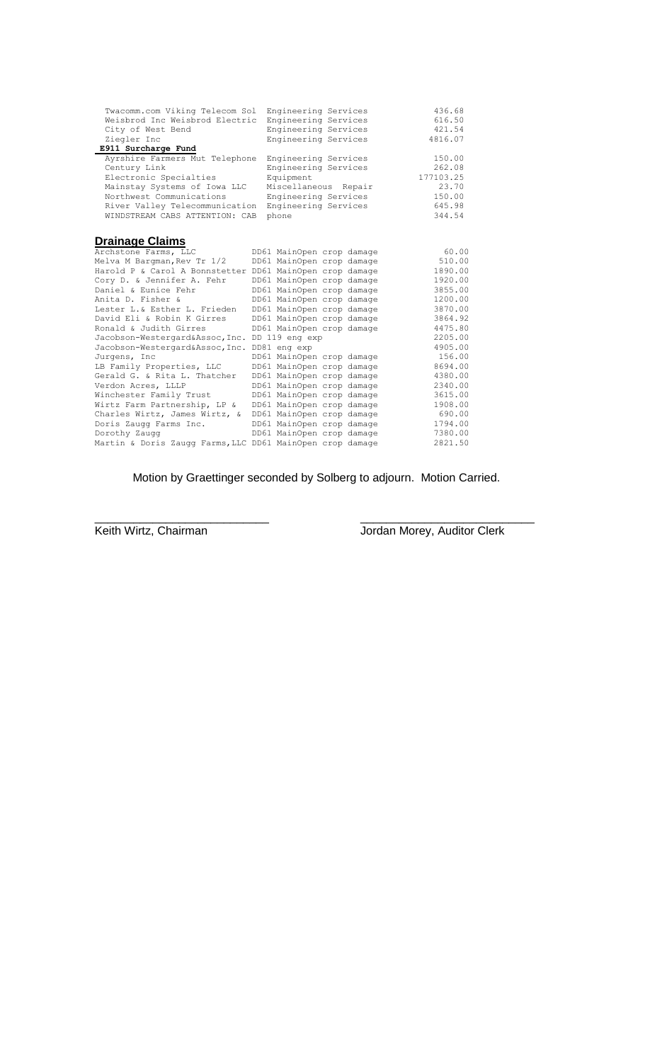| | | |
|---|---|---|
| Twacomm.com Viking Telecom Sol | Engineering Services | 436.68 |
| Weisbrod Inc Weisbrod Electric | Engineering Services | 616.50 |
| City of West Bend | Engineering Services | 421.54 |
| Ziegler Inc | Engineering Services | 4816.07 |
| **E911 Surcharge Fund** | | |
| Ayrshire Farmers Mut Telephone | Engineering Services | 150.00 |
| Century Link | Engineering Services | 262.08 |
| Electronic Specialties | Equipment | 177103.25 |
| Mainstay Systems of Iowa LLC | Miscellaneous Repair | 23.70 |
| Northwest Communications | Engineering Services | 150.00 |
| River Valley Telecommunication | Engineering Services | 645.98 |
| WINDSTREAM CABS ATTENTION: CAB | phone | 344.54 |

## Drainage Claims

| | | |
|---|---|---|
| Archstone Farms, LLC | DD61 MainOpen crop damage | 60.00 |
| Melva M Bargman,Rev Tr 1/2 | DD61 MainOpen crop damage | 510.00 |
| Harold P & Carol A Bonnstetter | DD61 MainOpen crop damage | 1890.00 |
| Cory D. & Jennifer A. Fehr | DD61 MainOpen crop damage | 1920.00 |
| Daniel & Eunice Fehr | DD61 MainOpen crop damage | 3855.00 |
| Anita D. Fisher & | DD61 MainOpen crop damage | 1200.00 |
| Lester L.& Esther L. Frieden | DD61 MainOpen crop damage | 3870.00 |
| David Eli & Robin K Girres | DD61 MainOpen crop damage | 3864.92 |
| Ronald & Judith Girres | DD61 MainOpen crop damage | 4475.80 |
| Jacobson-Westergard&Assoc,Inc. | DD 119 eng exp | 2205.00 |
| Jacobson-Westergard&Assoc,Inc. | DD81 eng exp | 4905.00 |
| Jurgens, Inc | DD61 MainOpen crop damage | 156.00 |
| LB Family Properties, LLC | DD61 MainOpen crop damage | 8694.00 |
| Gerald G. & Rita L. Thatcher | DD61 MainOpen crop damage | 4380.00 |
| Verdon Acres, LLLP | DD61 MainOpen crop damage | 2340.00 |
| Winchester Family Trust | DD61 MainOpen crop damage | 3615.00 |
| Wirtz Farm Partnership, LP & | DD61 MainOpen crop damage | 1908.00 |
| Charles Wirtz, James Wirtz, & | DD61 MainOpen crop damage | 690.00 |
| Doris Zaugg Farms Inc. | DD61 MainOpen crop damage | 1794.00 |
| Dorothy Zaugg | DD61 MainOpen crop damage | 7380.00 |
| Martin & Doris Zaugg Farms,LLC | DD61 MainOpen crop damage | 2821.50 |

Motion by Graettinger seconded by Solberg to adjourn. Motion Carried.

\_\_\_\_\_\_\_\_\_\_\_\_\_\_\_\_\_\_\_\_\_\_\_\_\_\_
Keith Wirtz, Chairman

\_\_\_\_\_\_\_\_\_\_\_\_\_\_\_\_\_\_\_\_\_\_\_\_\_\_
Jordan Morey, Auditor Clerk